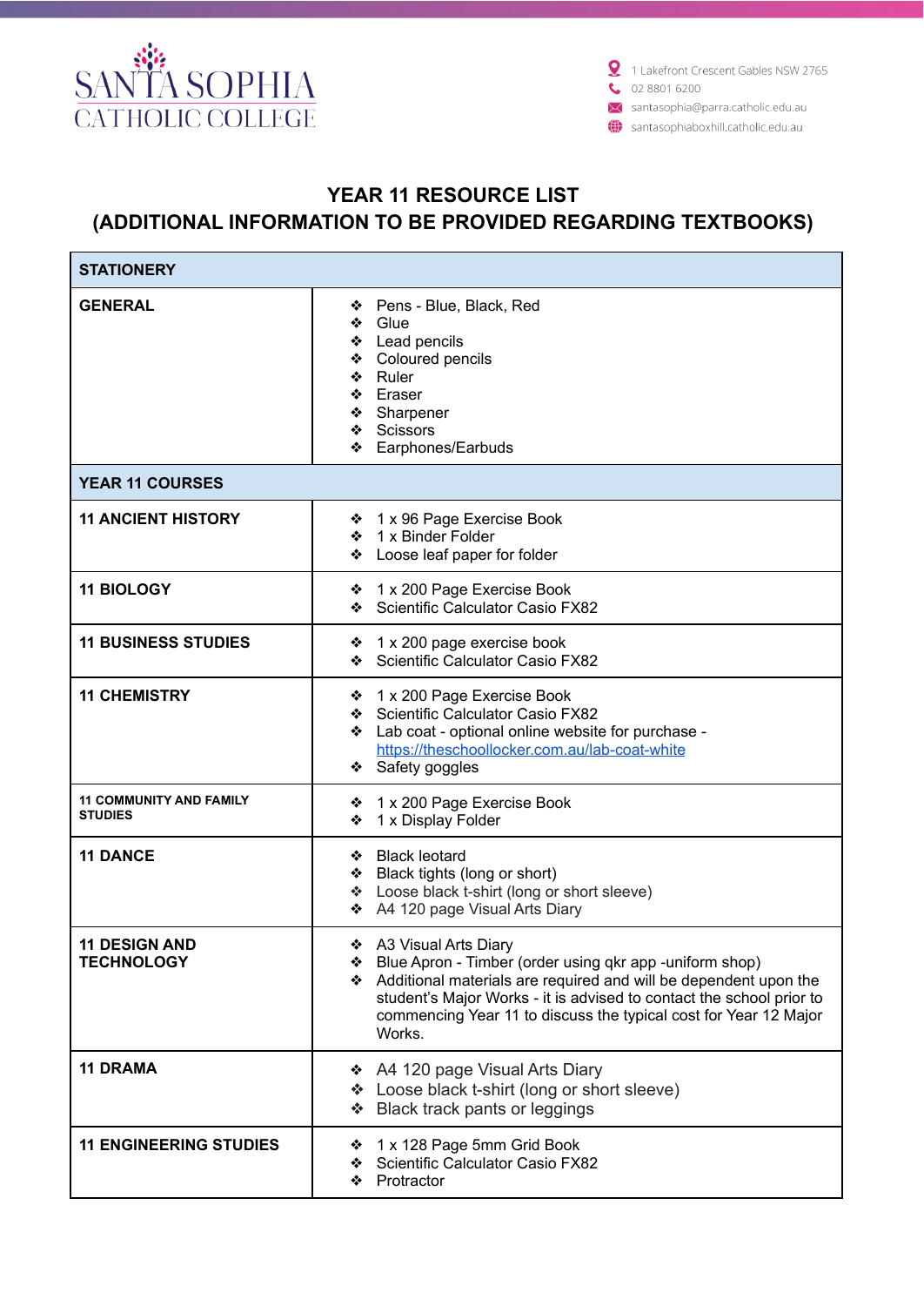SANTA SOPHIA
CATHOLIC COLLEGE

1 Lakefront Crescent Gables NSW 2765
02 8801 6200
santasophia@parra.catholic.edu.au
santasophiaboxhill.catholic.edu.au

# YEAR 11 RESOURCE LIST
## (ADDITIONAL INFORMATION TO BE PROVIDED REGARDING TEXTBOOKS)

| **STATIONERY** | |
|---|---|
| **GENERAL** | ❖ Pens - Blue, Black, Red<br>❖ Glue<br>❖ Lead pencils<br>❖ Coloured pencils<br>❖ Ruler<br>❖ Eraser<br>❖ Sharpener<br>❖ Scissors<br>❖ Earphones/Earbuds |
| **YEAR 11 COURSES** | |
| **11 ANCIENT HISTORY** | ❖ 1 x 96 Page Exercise Book<br>❖ 1 x Binder Folder<br>❖ Loose leaf paper for folder |
| **11 BIOLOGY** | ❖ 1 x 200 Page Exercise Book<br>❖ Scientific Calculator Casio FX82 |
| **11 BUSINESS STUDIES** | ❖ 1 x 200 page exercise book<br>❖ Scientific Calculator Casio FX82 |
| **11 CHEMISTRY** | ❖ 1 x 200 Page Exercise Book<br>❖ Scientific Calculator Casio FX82<br>❖ Lab coat - optional online website for purchase - [https://theschoollocker.com.au/lab-coat-white](https://theschoollocker.com.au/lab-coat-white)<br>❖ Safety goggles |
| **11 COMMUNITY AND FAMILY STUDIES** | ❖ 1 x 200 Page Exercise Book<br>❖ 1 x Display Folder |
| **11 DANCE** | ❖ Black leotard<br>❖ Black tights (long or short)<br>❖ Loose black t-shirt (long or short sleeve)<br>❖ A4 120 page Visual Arts Diary |
| **11 DESIGN AND TECHNOLOGY** | ❖ A3 Visual Arts Diary<br>❖ Blue Apron - Timber (order using qkr app -uniform shop)<br>❖ Additional materials are required and will be dependent upon the student's Major Works - it is advised to contact the school prior to commencing Year 11 to discuss the typical cost for Year 12 Major Works. |
| **11 DRAMA** | ❖ A4 120 page Visual Arts Diary<br>❖ Loose black t-shirt (long or short sleeve)<br>❖ Black track pants or leggings |
| **11 ENGINEERING STUDIES** | ❖ 1 x 128 Page 5mm Grid Book<br>❖ Scientific Calculator Casio FX82<br>❖ Protractor |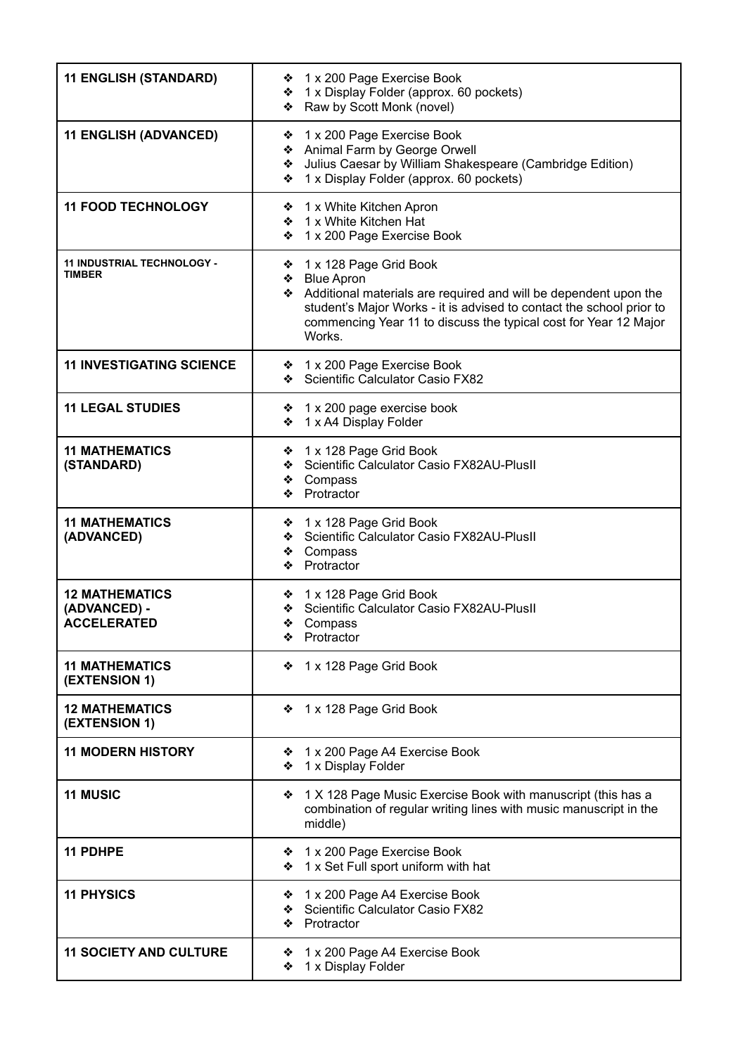| | |
|---|---|
| **11 ENGLISH (STANDARD)** | ❖ 1 x 200 Page Exercise Book<br>❖ 1 x Display Folder (approx. 60 pockets)<br>❖ Raw by Scott Monk (novel) |
| **11 ENGLISH (ADVANCED)** | ❖ 1 x 200 Page Exercise Book<br>❖ Animal Farm by George Orwell<br>❖ Julius Caesar by William Shakespeare (Cambridge Edition)<br>❖ 1 x Display Folder (approx. 60 pockets) |
| **11 FOOD TECHNOLOGY** | ❖ 1 x White Kitchen Apron<br>❖ 1 x White Kitchen Hat<br>❖ 1 x 200 Page Exercise Book |
| **11 INDUSTRIAL TECHNOLOGY - TIMBER** | ❖ 1 x 128 Page Grid Book<br>❖ Blue Apron<br>❖ Additional materials are required and will be dependent upon the student's Major Works - it is advised to contact the school prior to commencing Year 11 to discuss the typical cost for Year 12 Major Works. |
| **11 INVESTIGATING SCIENCE** | ❖ 1 x 200 Page Exercise Book<br>❖ Scientific Calculator Casio FX82 |
| **11 LEGAL STUDIES** | ❖ 1 x 200 page exercise book<br>❖ 1 x A4 Display Folder |
| **11 MATHEMATICS (STANDARD)** | ❖ 1 x 128 Page Grid Book<br>❖ Scientific Calculator Casio FX82AU-PlusII<br>❖ Compass<br>❖ Protractor |
| **11 MATHEMATICS (ADVANCED)** | ❖ 1 x 128 Page Grid Book<br>❖ Scientific Calculator Casio FX82AU-PlusII<br>❖ Compass<br>❖ Protractor |
| **12 MATHEMATICS (ADVANCED) - ACCELERATED** | ❖ 1 x 128 Page Grid Book<br>❖ Scientific Calculator Casio FX82AU-PlusII<br>❖ Compass<br>❖ Protractor |
| **11 MATHEMATICS (EXTENSION 1)** | ❖ 1 x 128 Page Grid Book |
| **12 MATHEMATICS (EXTENSION 1)** | ❖ 1 x 128 Page Grid Book |
| **11 MODERN HISTORY** | ❖ 1 x 200 Page A4 Exercise Book<br>❖ 1 x Display Folder |
| **11 MUSIC** | ❖ 1 X 128 Page Music Exercise Book with manuscript (this has a combination of regular writing lines with music manuscript in the middle) |
| **11 PDHPE** | ❖ 1 x 200 Page Exercise Book<br>❖ 1 x Set Full sport uniform with hat |
| **11 PHYSICS** | ❖ 1 x 200 Page A4 Exercise Book<br>❖ Scientific Calculator Casio FX82<br>❖ Protractor |
| **11 SOCIETY AND CULTURE** | ❖ 1 x 200 Page A4 Exercise Book<br>❖ 1 x Display Folder |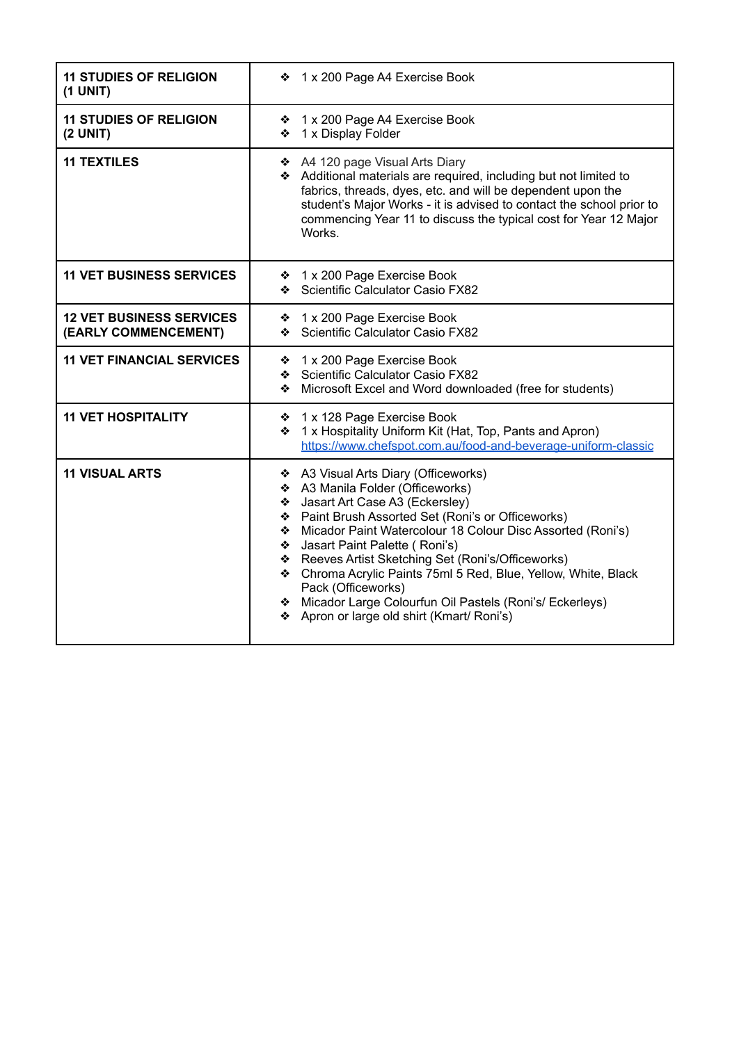| | |
|---|---|
| **11 STUDIES OF RELIGION (1 UNIT)** | ❖ 1 x 200 Page A4 Exercise Book |
| **11 STUDIES OF RELIGION (2 UNIT)** | ❖ 1 x 200 Page A4 Exercise Book<br>❖ 1 x Display Folder |
| **11 TEXTILES** | ❖ A4 120 page Visual Arts Diary<br>❖ Additional materials are required, including but not limited to fabrics, threads, dyes, etc. and will be dependent upon the student's Major Works - it is advised to contact the school prior to commencing Year 11 to discuss the typical cost for Year 12 Major Works. |
| **11 VET BUSINESS SERVICES** | ❖ 1 x 200 Page Exercise Book<br>❖ Scientific Calculator Casio FX82 |
| **12 VET BUSINESS SERVICES (EARLY COMMENCEMENT)** | ❖ 1 x 200 Page Exercise Book<br>❖ Scientific Calculator Casio FX82 |
| **11 VET FINANCIAL SERVICES** | ❖ 1 x 200 Page Exercise Book<br>❖ Scientific Calculator Casio FX82<br>❖ Microsoft Excel and Word downloaded (free for students) |
| **11 VET HOSPITALITY** | ❖ 1 x 128 Page Exercise Book<br>❖ 1 x Hospitality Uniform Kit (Hat, Top, Pants and Apron) https://www.chefspot.com.au/food-and-beverage-uniform-classic |
| **11 VISUAL ARTS** | ❖ A3 Visual Arts Diary (Officeworks)<br>❖ A3 Manila Folder (Officeworks)<br>❖ Jasart Art Case A3 (Eckersley)<br>❖ Paint Brush Assorted Set (Roni's or Officeworks)<br>❖ Micador Paint Watercolour 18 Colour Disc Assorted (Roni's)<br>❖ Jasart Paint Palette ( Roni's)<br>❖ Reeves Artist Sketching Set (Roni's/Officeworks)<br>❖ Chroma Acrylic Paints 75ml 5 Red, Blue, Yellow, White, Black Pack (Officeworks)<br>❖ Micador Large Colourfun Oil Pastels (Roni's/ Eckerleys)<br>❖ Apron or large old shirt (Kmart/ Roni's) |